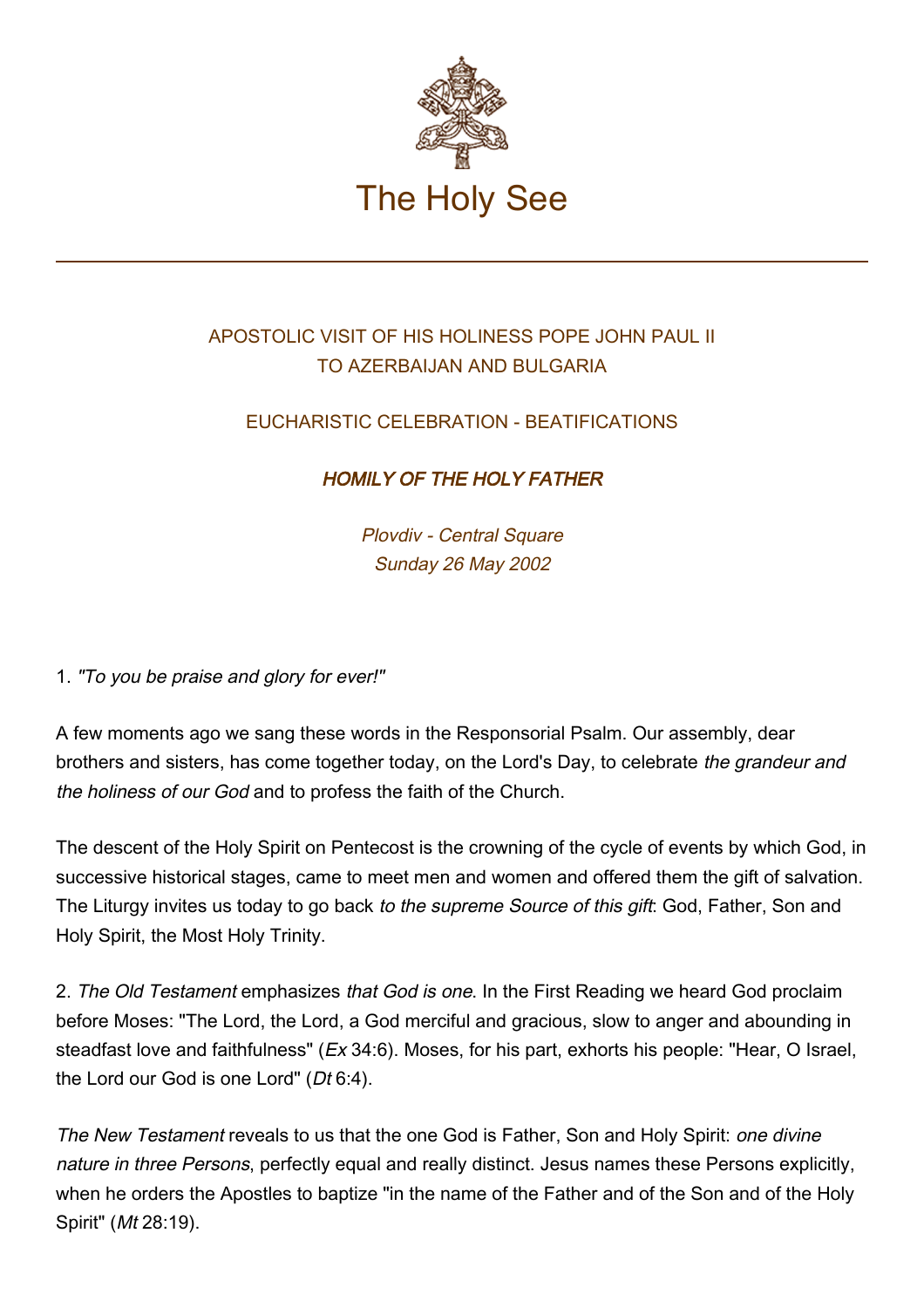# The Holy See

APOSTOLIC VISIT OF HIS HOLINESS POPE JOHN PAUL II
TO AZERBAIJAN AND BULGARIA

EUCHARISTIC CELEBRATION - BEATIFICATIONS

## *HOMILY OF THE HOLY FATHER*

*Plovdiv - Central Square*
*Sunday 26 May 2002*

1. *"To you be praise and glory for ever!"*

A few moments ago we sang these words in the Responsorial Psalm. Our assembly, dear brothers and sisters, has come together today, on the Lord's Day, to celebrate *the grandeur and the holiness of our God* and to profess the faith of the Church.

The descent of the Holy Spirit on Pentecost is the crowning of the cycle of events by which God, in successive historical stages, came to meet men and women and offered them the gift of salvation. The Liturgy invites us today to go back *to the supreme Source of this gift*: God, Father, Son and Holy Spirit, the Most Holy Trinity.

2. *The Old Testament* emphasizes *that God is one*. In the First Reading we heard God proclaim before Moses: "The Lord, the Lord, a God merciful and gracious, slow to anger and abounding in steadfast love and faithfulness" (*Ex* 34:6). Moses, for his part, exhorts his people: "Hear, O Israel, the Lord our God is one Lord" (*Dt* 6:4).

*The New Testament* reveals to us that the one God is Father, Son and Holy Spirit: *one divine nature in three Persons*, perfectly equal and really distinct. Jesus names these Persons explicitly, when he orders the Apostles to baptize "in the name of the Father and of the Son and of the Holy Spirit" (*Mt* 28:19).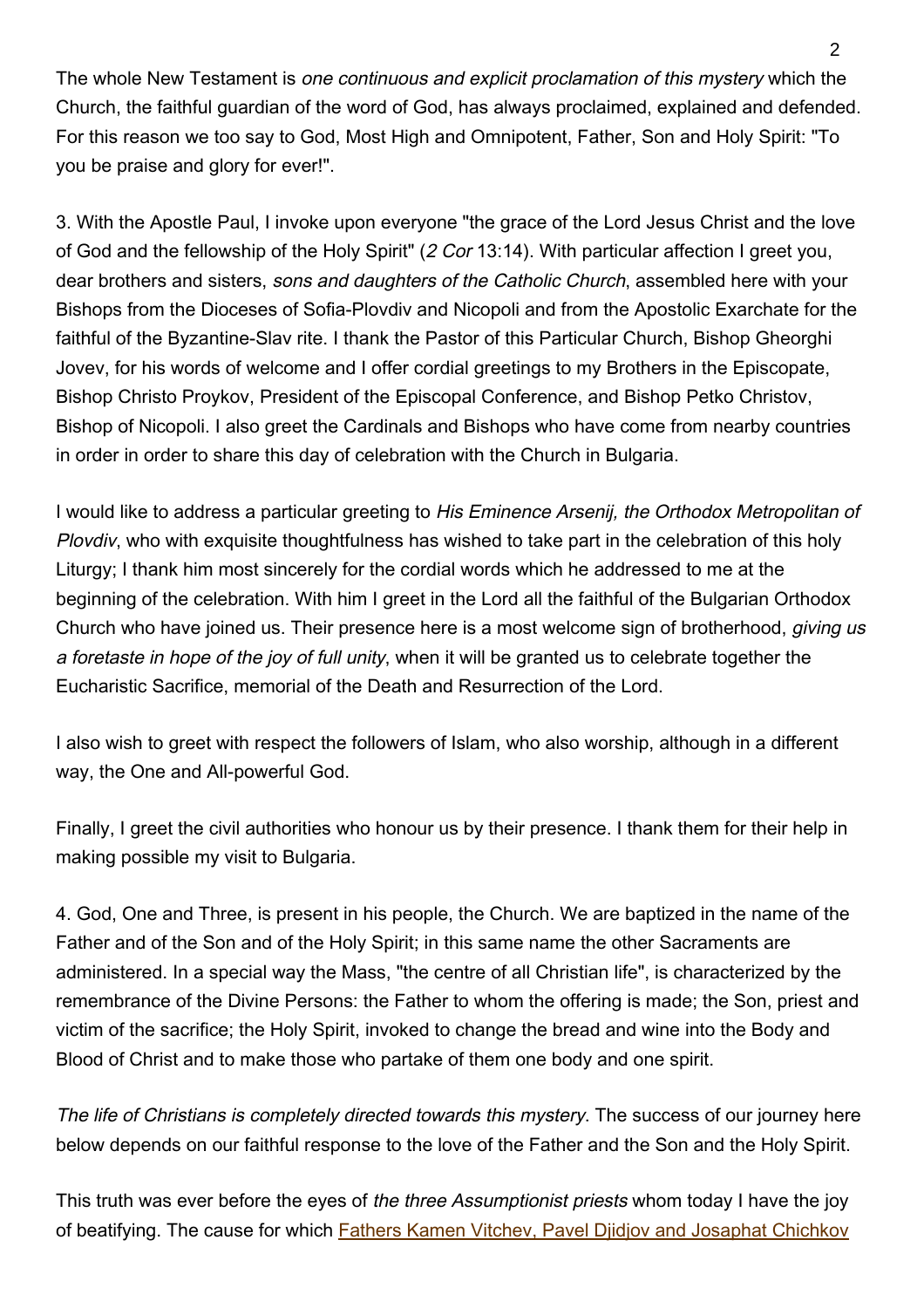The whole New Testament is *one continuous and explicit proclamation of this mystery* which the Church, the faithful guardian of the word of God, has always proclaimed, explained and defended. For this reason we too say to God, Most High and Omnipotent, Father, Son and Holy Spirit: "To you be praise and glory for ever!".

3. With the Apostle Paul, I invoke upon everyone "the grace of the Lord Jesus Christ and the love of God and the fellowship of the Holy Spirit" (*2 Cor* 13:14). With particular affection I greet you, dear brothers and sisters, *sons and daughters of the Catholic Church*, assembled here with your Bishops from the Dioceses of Sofia-Plovdiv and Nicopoli and from the Apostolic Exarchate for the faithful of the Byzantine-Slav rite. I thank the Pastor of this Particular Church, Bishop Gheorghi Jovev, for his words of welcome and I offer cordial greetings to my Brothers in the Episcopate, Bishop Christo Proykov, President of the Episcopal Conference, and Bishop Petko Christov, Bishop of Nicopoli. I also greet the Cardinals and Bishops who have come from nearby countries in order in order to share this day of celebration with the Church in Bulgaria.

I would like to address a particular greeting to *His Eminence Arsenij, the Orthodox Metropolitan of Plovdiv*, who with exquisite thoughtfulness has wished to take part in the celebration of this holy Liturgy; I thank him most sincerely for the cordial words which he addressed to me at the beginning of the celebration. With him I greet in the Lord all the faithful of the Bulgarian Orthodox Church who have joined us. Their presence here is a most welcome sign of brotherhood, *giving us a foretaste in hope of the joy of full unity*, when it will be granted us to celebrate together the Eucharistic Sacrifice, memorial of the Death and Resurrection of the Lord.

I also wish to greet with respect the followers of Islam, who also worship, although in a different way, the One and All-powerful God.

Finally, I greet the civil authorities who honour us by their presence. I thank them for their help in making possible my visit to Bulgaria.

4. God, One and Three, is present in his people, the Church. We are baptized in the name of the Father and of the Son and of the Holy Spirit; in this same name the other Sacraments are administered. In a special way the Mass, "the centre of all Christian life", is characterized by the remembrance of the Divine Persons: the Father to whom the offering is made; the Son, priest and victim of the sacrifice; the Holy Spirit, invoked to change the bread and wine into the Body and Blood of Christ and to make those who partake of them one body and one spirit.

*The life of Christians is completely directed towards this mystery*. The success of our journey here below depends on our faithful response to the love of the Father and the Son and the Holy Spirit.

This truth was ever before the eyes of *the three Assumptionist priests* whom today I have the joy of beatifying. The cause for which Fathers Kamen Vitchev, Pavel Djidjov and Josaphat Chichkov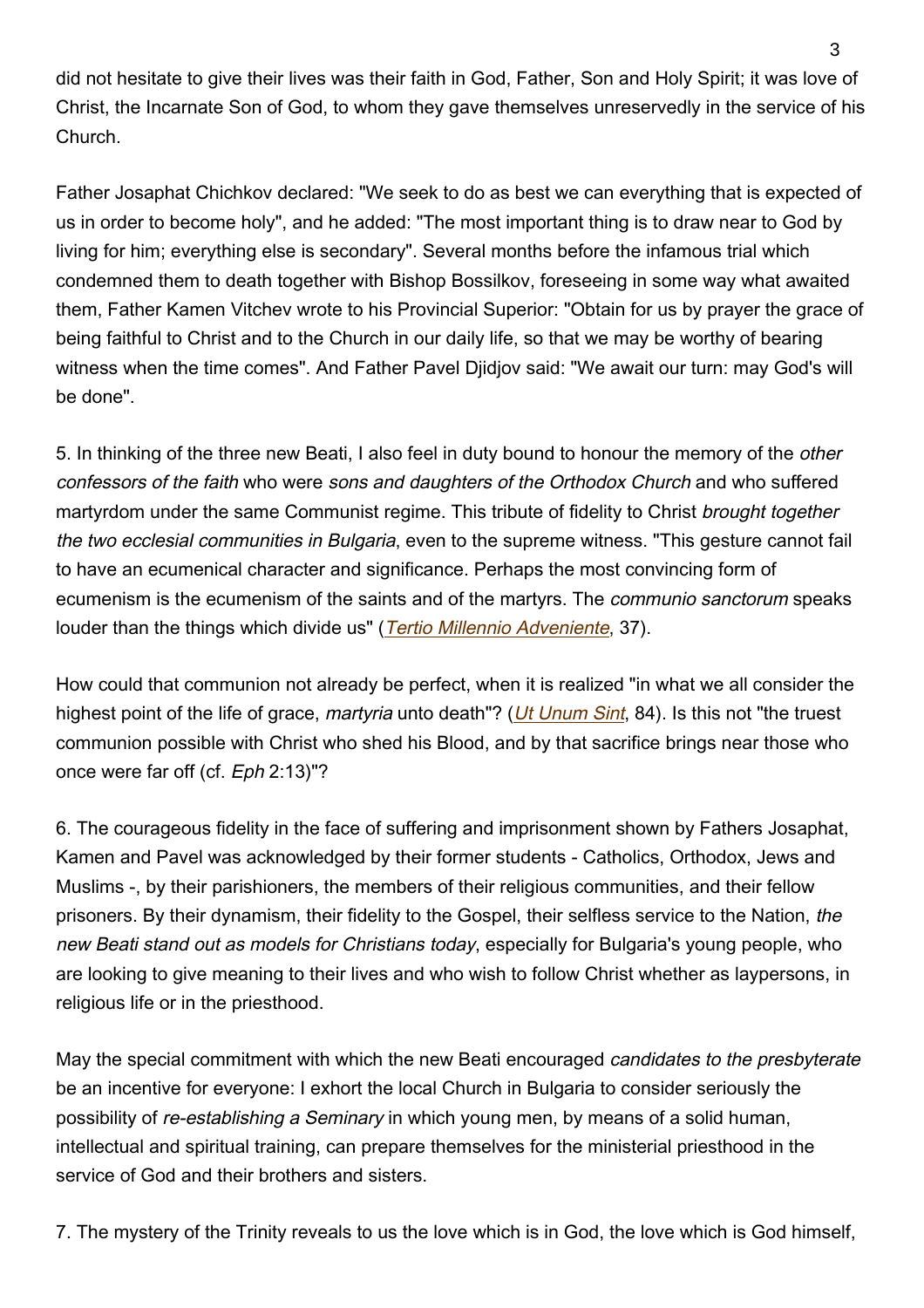did not hesitate to give their lives was their faith in God, Father, Son and Holy Spirit; it was love of Christ, the Incarnate Son of God, to whom they gave themselves unreservedly in the service of his Church.

Father Josaphat Chichkov declared: "We seek to do as best we can everything that is expected of us in order to become holy", and he added: "The most important thing is to draw near to God by living for him; everything else is secondary". Several months before the infamous trial which condemned them to death together with Bishop Bossilkov, foreseeing in some way what awaited them, Father Kamen Vitchev wrote to his Provincial Superior: "Obtain for us by prayer the grace of being faithful to Christ and to the Church in our daily life, so that we may be worthy of bearing witness when the time comes". And Father Pavel Djidjov said: "We await our turn: may God's will be done".

5. In thinking of the three new Beati, I also feel in duty bound to honour the memory of the *other confessors of the faith* who were *sons and daughters of the Orthodox Church* and who suffered martyrdom under the same Communist regime. This tribute of fidelity to Christ *brought together the two ecclesial communities in Bulgaria*, even to the supreme witness. "This gesture cannot fail to have an ecumenical character and significance. Perhaps the most convincing form of ecumenism is the ecumenism of the saints and of the martyrs. The *communio sanctorum* speaks louder than the things which divide us" (*Tertio Millennio Adveniente*, 37).

How could that communion not already be perfect, when it is realized "in what we all consider the highest point of the life of grace, *martyria* unto death"? (*Ut Unum Sint*, 84). Is this not "the truest communion possible with Christ who shed his Blood, and by that sacrifice brings near those who once were far off (cf. *Eph* 2:13)"?

6. The courageous fidelity in the face of suffering and imprisonment shown by Fathers Josaphat, Kamen and Pavel was acknowledged by their former students - Catholics, Orthodox, Jews and Muslims -, by their parishioners, the members of their religious communities, and their fellow prisoners. By their dynamism, their fidelity to the Gospel, their selfless service to the Nation, *the new Beati stand out as models for Christians today*, especially for Bulgaria's young people, who are looking to give meaning to their lives and who wish to follow Christ whether as laypersons, in religious life or in the priesthood.

May the special commitment with which the new Beati encouraged *candidates to the presbyterate* be an incentive for everyone: I exhort the local Church in Bulgaria to consider seriously the possibility of *re-establishing a Seminary* in which young men, by means of a solid human, intellectual and spiritual training, can prepare themselves for the ministerial priesthood in the service of God and their brothers and sisters.

7. The mystery of the Trinity reveals to us the love which is in God, the love which is God himself,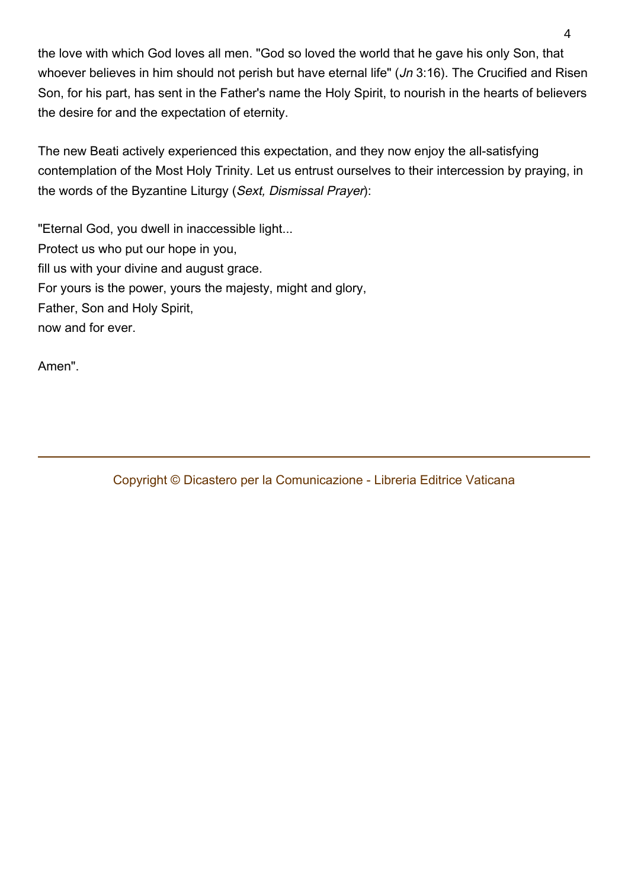the love with which God loves all men. "God so loved the world that he gave his only Son, that whoever believes in him should not perish but have eternal life" (*Jn* 3:16). The Crucified and Risen Son, for his part, has sent in the Father's name the Holy Spirit, to nourish in the hearts of believers the desire for and the expectation of eternity.

The new Beati actively experienced this expectation, and they now enjoy the all-satisfying contemplation of the Most Holy Trinity. Let us entrust ourselves to their intercession by praying, in the words of the Byzantine Liturgy (*Sext, Dismissal Prayer*):

"Eternal God, you dwell in inaccessible light...  
Protect us who put our hope in you,  
fill us with your divine and august grace.  
For yours is the power, yours the majesty, might and glory,  
Father, Son and Holy Spirit,  
now and for ever.

Amen".

---

Copyright © Dicastero per la Comunicazione - Libreria Editrice Vaticana